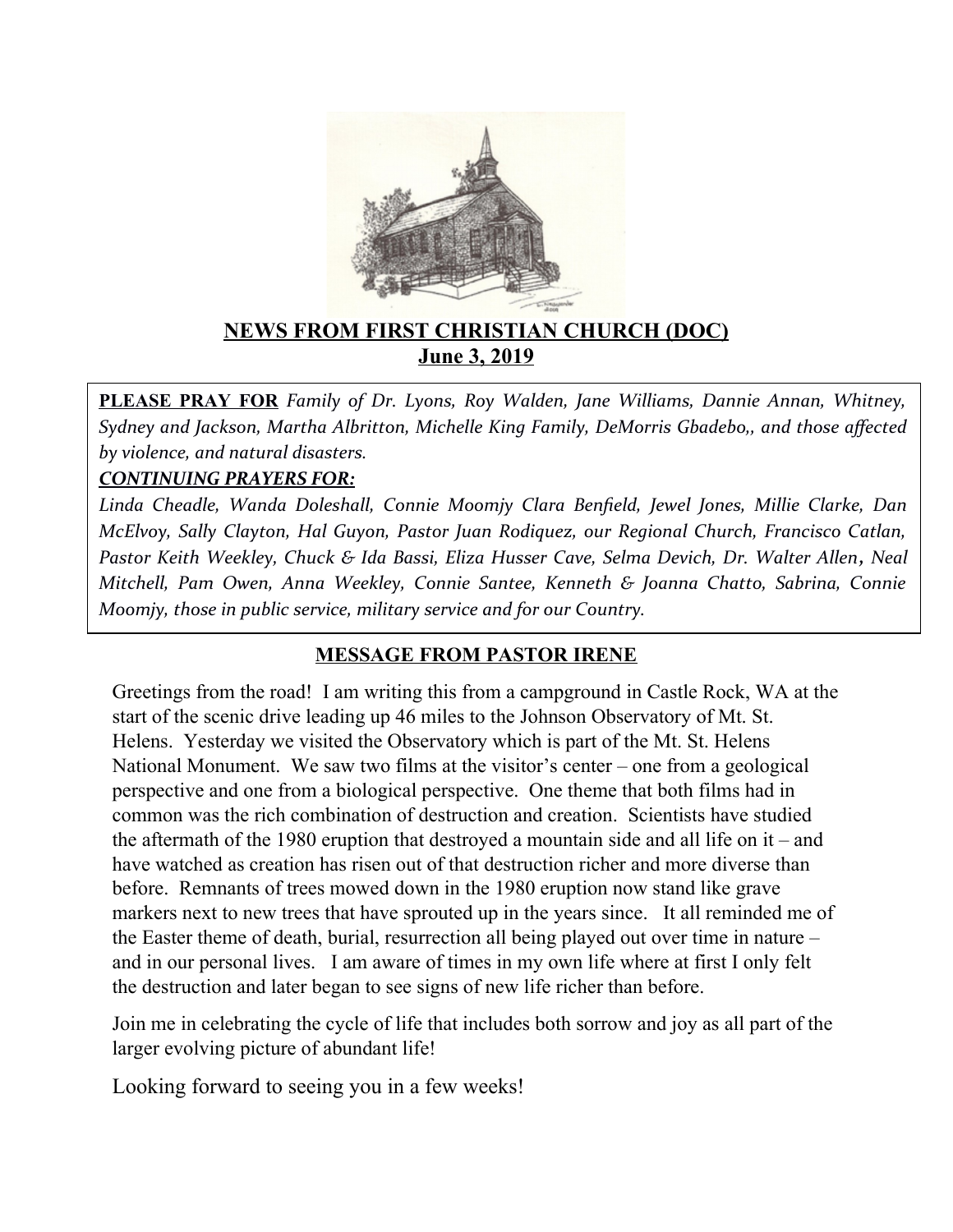# NEWS FROM FIRST CHRISTIAN CHURCH (DOC)

## June 3, 2019

**PLEASE PRAY FOR** *Family of Dr. Lyons, Roy Walden, Jane Williams, Dannie Annan, Whitney, Sydney and Jackson, Martha Albritton, Michelle King Family, DeMorris Gbadebo,, and those affected by violence, and natural disasters.*

***CONTINUING PRAYERS FOR:***

*Linda Cheadle, Wanda Doleshall, Connie Moomjy Clara Benfield, Jewel Jones, Millie Clarke, Dan McElvoy, Sally Clayton, Hal Guyon, Pastor Juan Rodiquez, our Regional Church, Francisco Catlan, Pastor Keith Weekley, Chuck & Ida Bassi, Eliza Husser Cave, Selma Devich, Dr. Walter Allen, Neal Mitchell, Pam Owen, Anna Weekley, Connie Santee, Kenneth & Joanna Chatto, Sabrina, Connie Moomjy, those in public service, military service and for our Country.*

## MESSAGE FROM PASTOR IRENE

Greetings from the road! I am writing this from a campground in Castle Rock, WA at the start of the scenic drive leading up 46 miles to the Johnson Observatory of Mt. St. Helens. Yesterday we visited the Observatory which is part of the Mt. St. Helens National Monument. We saw two films at the visitor's center – one from a geological perspective and one from a biological perspective. One theme that both films had in common was the rich combination of destruction and creation. Scientists have studied the aftermath of the 1980 eruption that destroyed a mountain side and all life on it – and have watched as creation has risen out of that destruction richer and more diverse than before. Remnants of trees mowed down in the 1980 eruption now stand like grave markers next to new trees that have sprouted up in the years since. It all reminded me of the Easter theme of death, burial, resurrection all being played out over time in nature – and in our personal lives. I am aware of times in my own life where at first I only felt the destruction and later began to see signs of new life richer than before.

Join me in celebrating the cycle of life that includes both sorrow and joy as all part of the larger evolving picture of abundant life!

Looking forward to seeing you in a few weeks!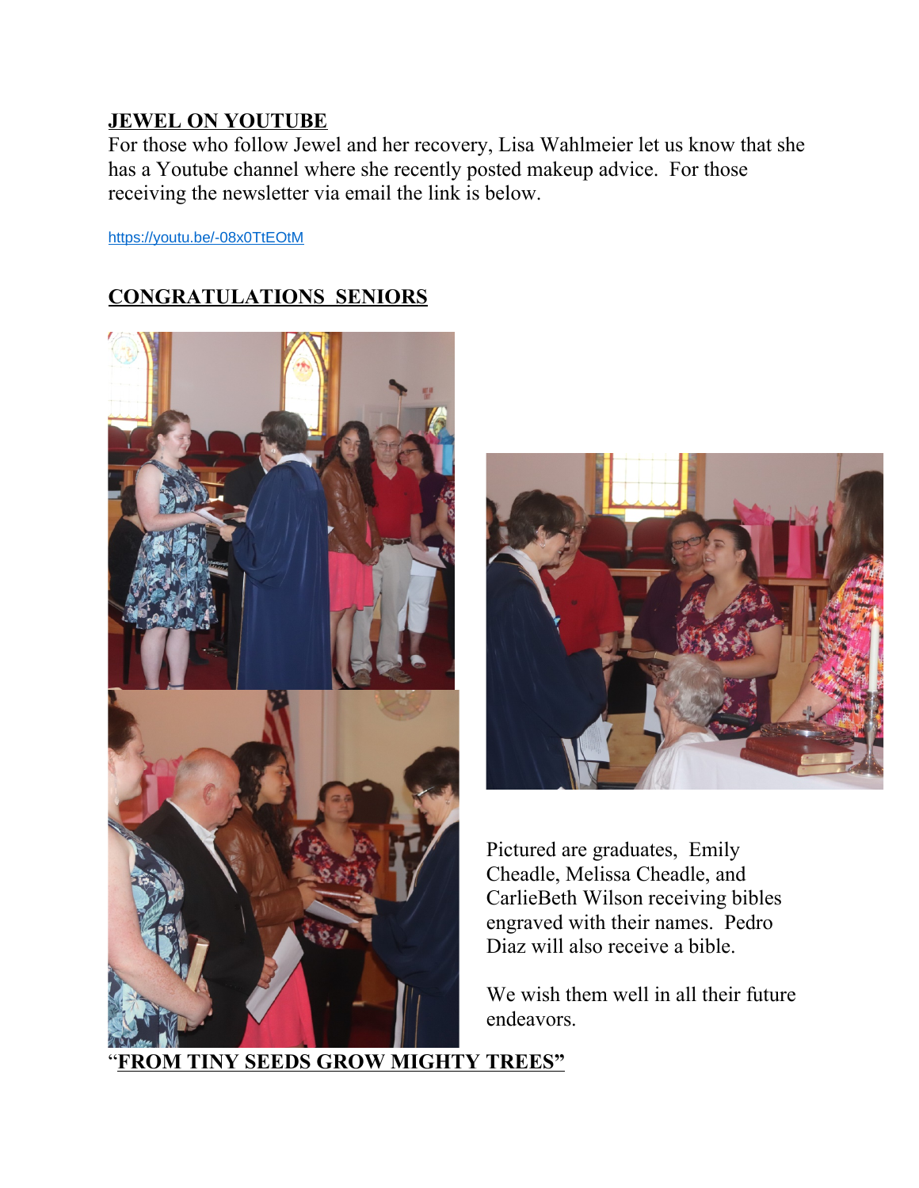## JEWEL ON YOUTUBE

For those who follow Jewel and her recovery, Lisa Wahlmeier let us know that she has a Youtube channel where she recently posted makeup advice. For those receiving the newsletter via email the link is below.

https://youtu.be/-08x0TtEOtM

## CONGRATULATIONS SENIORS

Pictured are graduates, Emily Cheadle, Melissa Cheadle, and CarlieBeth Wilson receiving bibles engraved with their names. Pedro Diaz will also receive a bible.

We wish them well in all their future endeavors.

"**FROM TINY SEEDS GROW MIGHTY TREES"**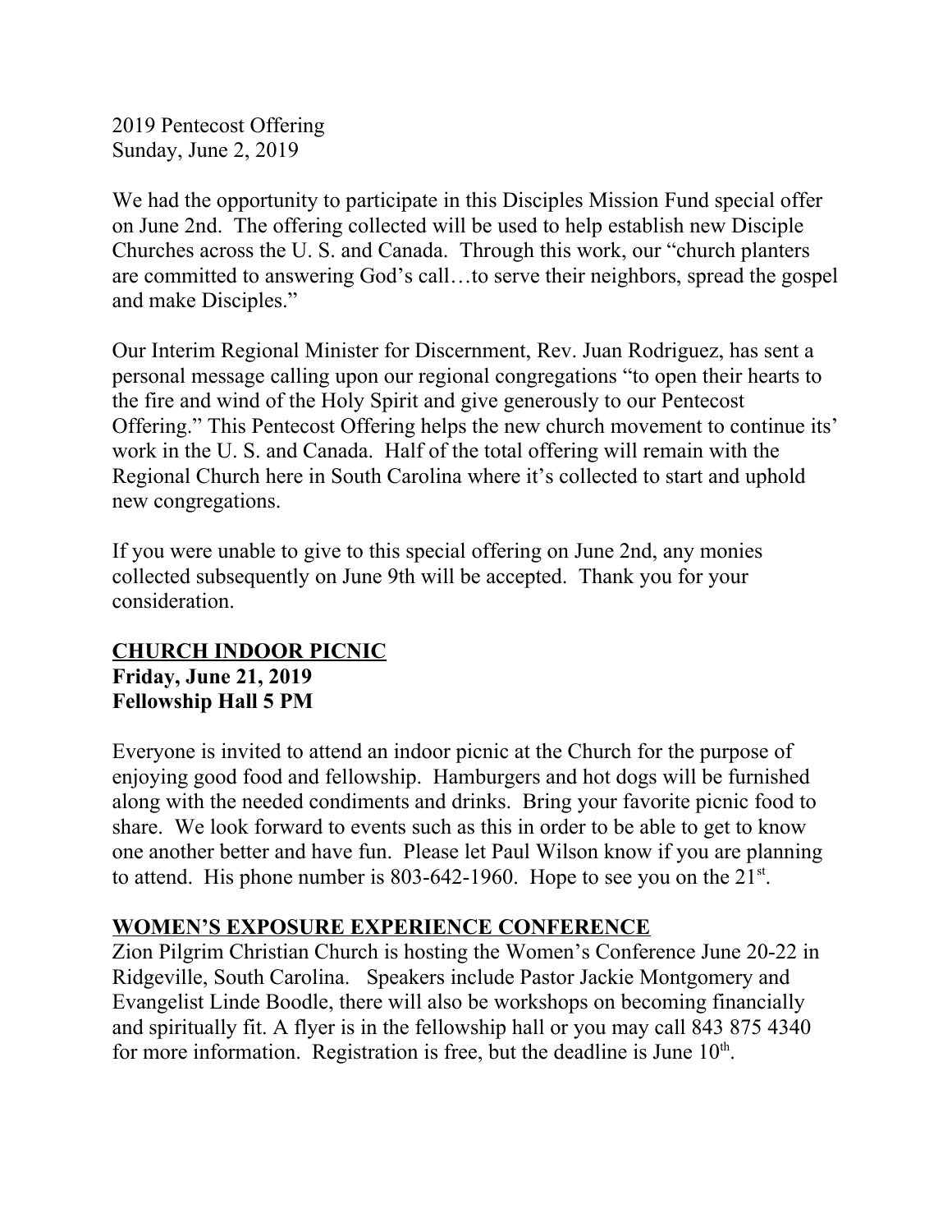2019 Pentecost Offering
Sunday, June 2, 2019

We had the opportunity to participate in this Disciples Mission Fund special offer on June 2nd. The offering collected will be used to help establish new Disciple Churches across the U. S. and Canada. Through this work, our "church planters are committed to answering God's call…to serve their neighbors, spread the gospel and make Disciples."

Our Interim Regional Minister for Discernment, Rev. Juan Rodriguez, has sent a personal message calling upon our regional congregations "to open their hearts to the fire and wind of the Holy Spirit and give generously to our Pentecost Offering." This Pentecost Offering helps the new church movement to continue its' work in the U. S. and Canada. Half of the total offering will remain with the Regional Church here in South Carolina where it's collected to start and uphold new congregations.

If you were unable to give to this special offering on June 2nd, any monies collected subsequently on June 9th will be accepted. Thank you for your consideration.

## CHURCH INDOOR PICNIC

**Friday, June 21, 2019**
**Fellowship Hall 5 PM**

Everyone is invited to attend an indoor picnic at the Church for the purpose of enjoying good food and fellowship. Hamburgers and hot dogs will be furnished along with the needed condiments and drinks. Bring your favorite picnic food to share. We look forward to events such as this in order to be able to get to know one another better and have fun. Please let Paul Wilson know if you are planning to attend. His phone number is 803-642-1960. Hope to see you on the 21st.

## WOMEN'S EXPOSURE EXPERIENCE CONFERENCE

Zion Pilgrim Christian Church is hosting the Women's Conference June 20-22 in Ridgeville, South Carolina. Speakers include Pastor Jackie Montgomery and Evangelist Linde Boodle, there will also be workshops on becoming financially and spiritually fit. A flyer is in the fellowship hall or you may call 843 875 4340 for more information. Registration is free, but the deadline is June 10th.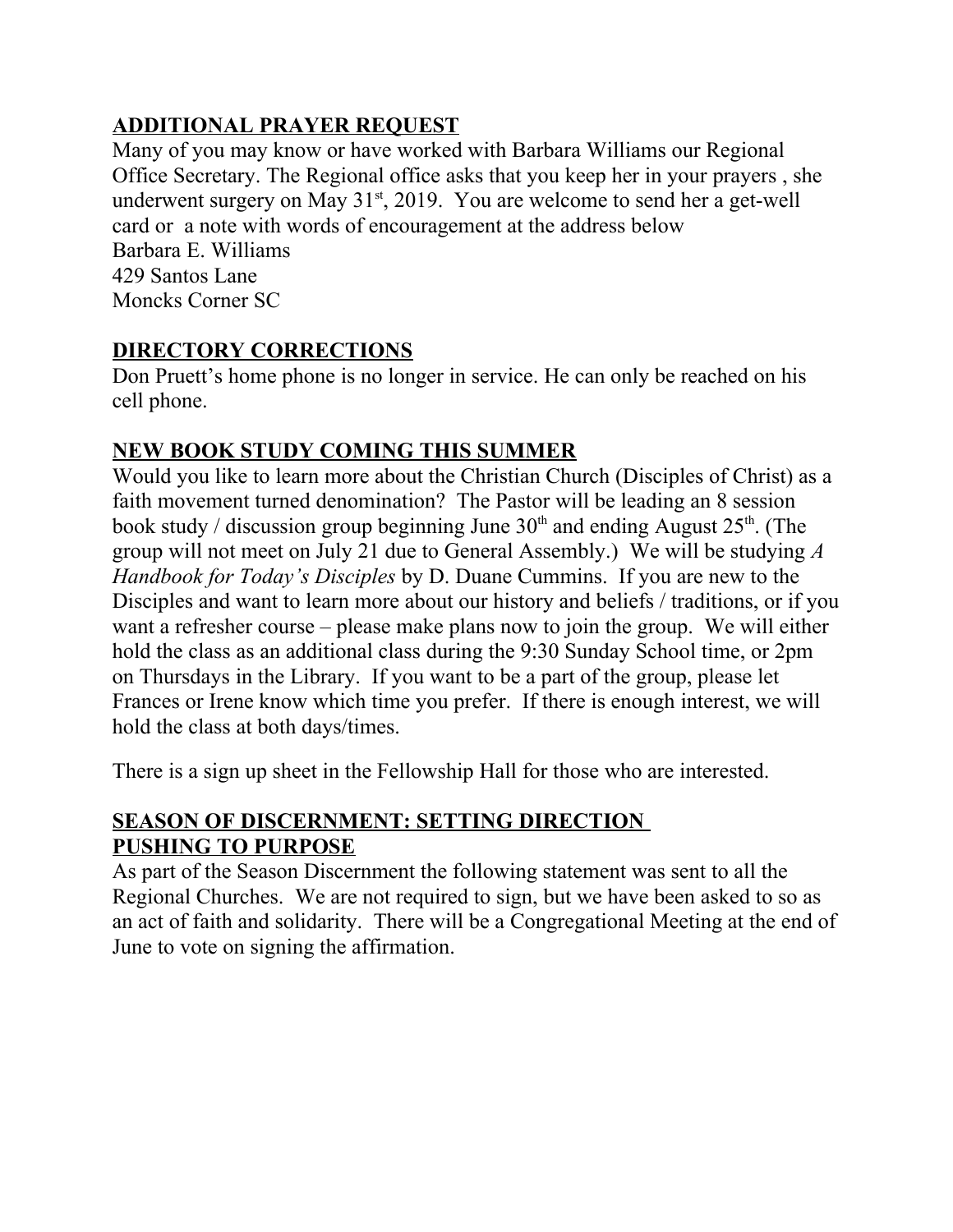## ADDITIONAL PRAYER REQUEST

Many of you may know or have worked with Barbara Williams our Regional Office Secretary. The Regional office asks that you keep her in your prayers , she underwent surgery on May 31st, 2019. You are welcome to send her a get-well card or a note with words of encouragement at the address below

Barbara E. Williams
429 Santos Lane
Moncks Corner SC

## DIRECTORY CORRECTIONS

Don Pruett's home phone is no longer in service. He can only be reached on his cell phone.

## NEW BOOK STUDY COMING THIS SUMMER

Would you like to learn more about the Christian Church (Disciples of Christ) as a faith movement turned denomination? The Pastor will be leading an 8 session book study / discussion group beginning June 30th and ending August 25th. (The group will not meet on July 21 due to General Assembly.) We will be studying *A Handbook for Today's Disciples* by D. Duane Cummins. If you are new to the Disciples and want to learn more about our history and beliefs / traditions, or if you want a refresher course – please make plans now to join the group. We will either hold the class as an additional class during the 9:30 Sunday School time, or 2pm on Thursdays in the Library. If you want to be a part of the group, please let Frances or Irene know which time you prefer. If there is enough interest, we will hold the class at both days/times.

There is a sign up sheet in the Fellowship Hall for those who are interested.

## SEASON OF DISCERNMENT: SETTING DIRECTION PUSHING TO PURPOSE

As part of the Season Discernment the following statement was sent to all the Regional Churches. We are not required to sign, but we have been asked to so as an act of faith and solidarity. There will be a Congregational Meeting at the end of June to vote on signing the affirmation.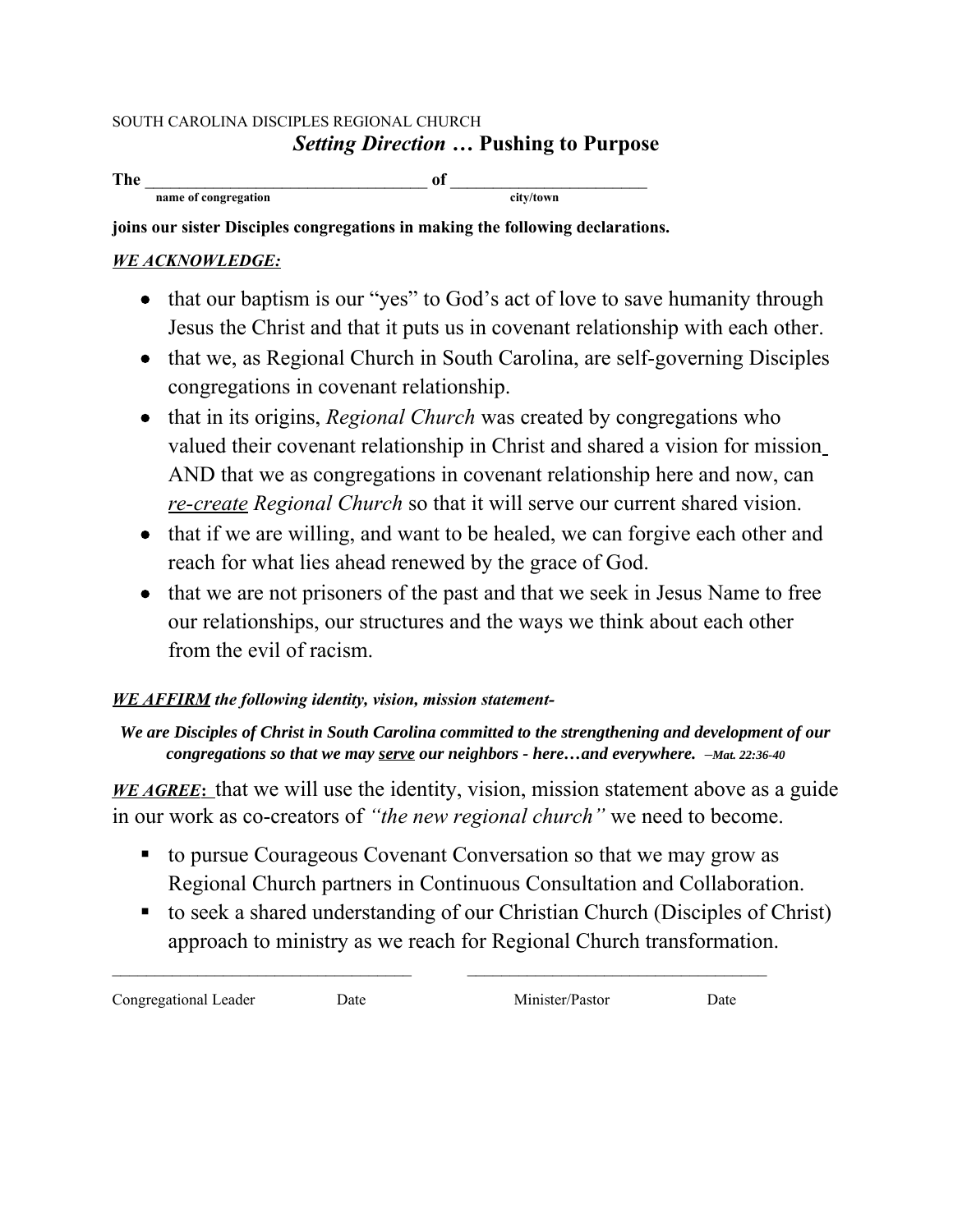SOUTH CAROLINA DISCIPLES REGIONAL CHURCH

## *Setting Direction* … Pushing to Purpose

**The** \_\_\_\_\_\_\_\_\_\_\_\_\_\_\_\_\_\_\_\_\_\_\_\_\_\_\_\_\_\_\_\_\_\_ **of** \_\_\_\_\_\_\_\_\_\_\_\_\_\_\_\_\_\_\_\_\_\_\_\_
name of congregation city/town

**joins our sister Disciples congregations in making the following declarations.**

***WE ACKNOWLEDGE:***

- that our baptism is our "yes" to God's act of love to save humanity through Jesus the Christ and that it puts us in covenant relationship with each other.
- that we, as Regional Church in South Carolina, are self-governing Disciples congregations in covenant relationship.
- that in its origins, *Regional Church* was created by congregations who valued their covenant relationship in Christ and shared a vision for mission AND that we as congregations in covenant relationship here and now, can *re-create* *Regional Church* so that it will serve our current shared vision.
- that if we are willing, and want to be healed, we can forgive each other and reach for what lies ahead renewed by the grace of God.
- that we are not prisoners of the past and that we seek in Jesus Name to free our relationships, our structures and the ways we think about each other from the evil of racism.

***WE AFFIRM** the following identity, vision, mission statement-*

***We are Disciples of Christ in South Carolina committed to the strengthening and development of our congregations so that we may serve our neighbors - here…and everywhere.*** *–Mat. 22:36-40*

***WE AFFIRM***

***WE AGREE*:** that we will use the identity, vision, mission statement above as a guide in our work as co-creators of *"the new regional church"* we need to become.

- to pursue Courageous Covenant Conversation so that we may grow as Regional Church partners in Continuous Consultation and Collaboration.
- to seek a shared understanding of our Christian Church (Disciples of Christ) approach to ministry as we reach for Regional Church transformation.

\_\_\_\_\_\_\_\_\_\_\_\_\_\_\_\_\_\_\_\_\_\_\_\_\_\_\_\_\_\_\_\_\_\_ \_\_\_\_\_\_\_\_\_\_\_\_\_\_\_\_\_\_\_\_\_\_\_\_\_\_\_\_\_\_\_\_\_\_

Congregational Leader Date Minister/Pastor Date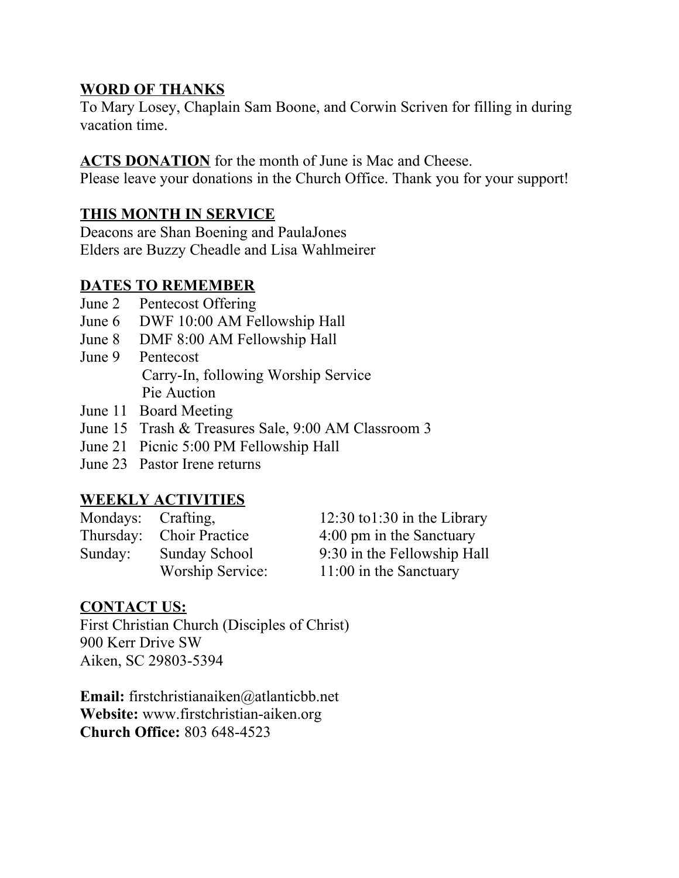**WORD OF THANKS**
To Mary Losey, Chaplain Sam Boone, and Corwin Scriven for filling in during vacation time.

**ACTS DONATION** for the month of June is Mac and Cheese.
Please leave your donations in the Church Office. Thank you for your support!

**THIS MONTH IN SERVICE**
Deacons are Shan Boening and PaulaJones
Elders are Buzzy Cheadle and Lisa Wahlmeirer

**DATES TO REMEMBER**

June 2 Pentecost Offering
June 6 DWF 10:00 AM Fellowship Hall
June 8 DMF 8:00 AM Fellowship Hall
June 9 Pentecost
Carry-In, following Worship Service
Pie Auction
June 11 Board Meeting
June 15 Trash & Treasures Sale, 9:00 AM Classroom 3
June 21 Picnic 5:00 PM Fellowship Hall
June 23 Pastor Irene returns

**WEEKLY ACTIVITIES**

| | | |
|---|---|---|
| Mondays: | Crafting, | 12:30 to1:30 in the Library |
| Thursday: | Choir Practice | 4:00 pm in the Sanctuary |
| Sunday: | Sunday School | 9:30 in the Fellowship Hall |
| | Worship Service: | 11:00 in the Sanctuary |

**CONTACT US:**
First Christian Church (Disciples of Christ)
900 Kerr Drive SW
Aiken, SC 29803-5394

**Email:** firstchristianaiken@atlanticbb.net
**Website:** www.firstchristian-aiken.org
**Church Office:** 803 648-4523